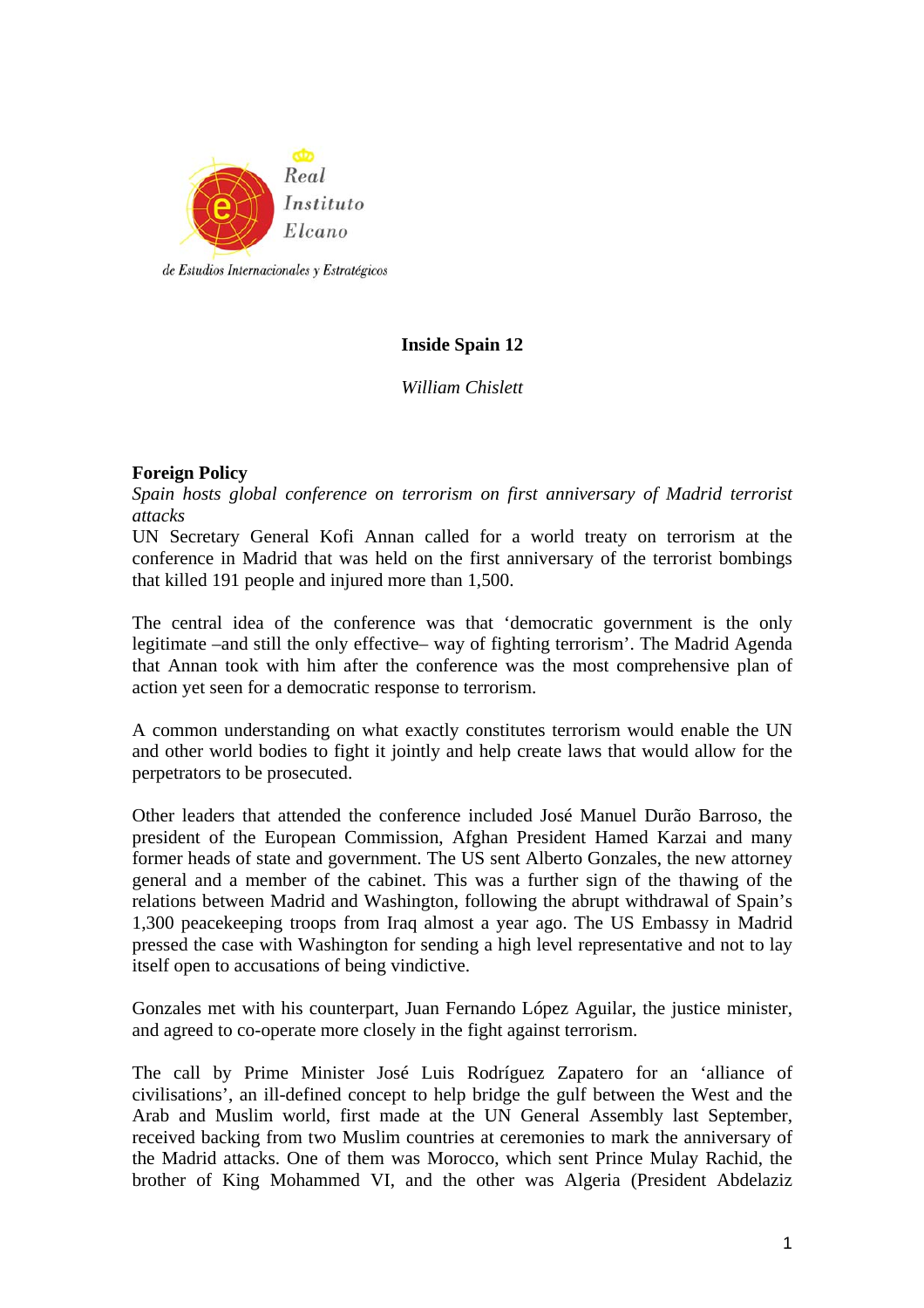Real Instituto Elcano de Estudios Internacionales y Estratégicos

# Inside Spain 12

*William Chislett*

## Foreign Policy

*Spain hosts global conference on terrorism on first anniversary of Madrid terrorist attacks*

UN Secretary General Kofi Annan called for a world treaty on terrorism at the conference in Madrid that was held on the first anniversary of the terrorist bombings that killed 191 people and injured more than 1,500.

The central idea of the conference was that 'democratic government is the only legitimate –and still the only effective– way of fighting terrorism'. The Madrid Agenda that Annan took with him after the conference was the most comprehensive plan of action yet seen for a democratic response to terrorism.

A common understanding on what exactly constitutes terrorism would enable the UN and other world bodies to fight it jointly and help create laws that would allow for the perpetrators to be prosecuted.

Other leaders that attended the conference included José Manuel Durão Barroso, the president of the European Commission, Afghan President Hamed Karzai and many former heads of state and government. The US sent Alberto Gonzales, the new attorney general and a member of the cabinet. This was a further sign of the thawing of the relations between Madrid and Washington, following the abrupt withdrawal of Spain's 1,300 peacekeeping troops from Iraq almost a year ago. The US Embassy in Madrid pressed the case with Washington for sending a high level representative and not to lay itself open to accusations of being vindictive.

Gonzales met with his counterpart, Juan Fernando López Aguilar, the justice minister, and agreed to co-operate more closely in the fight against terrorism.

The call by Prime Minister José Luis Rodríguez Zapatero for an 'alliance of civilisations', an ill-defined concept to help bridge the gulf between the West and the Arab and Muslim world, first made at the UN General Assembly last September, received backing from two Muslim countries at ceremonies to mark the anniversary of the Madrid attacks. One of them was Morocco, which sent Prince Mulay Rachid, the brother of King Mohammed VI, and the other was Algeria (President Abdelaziz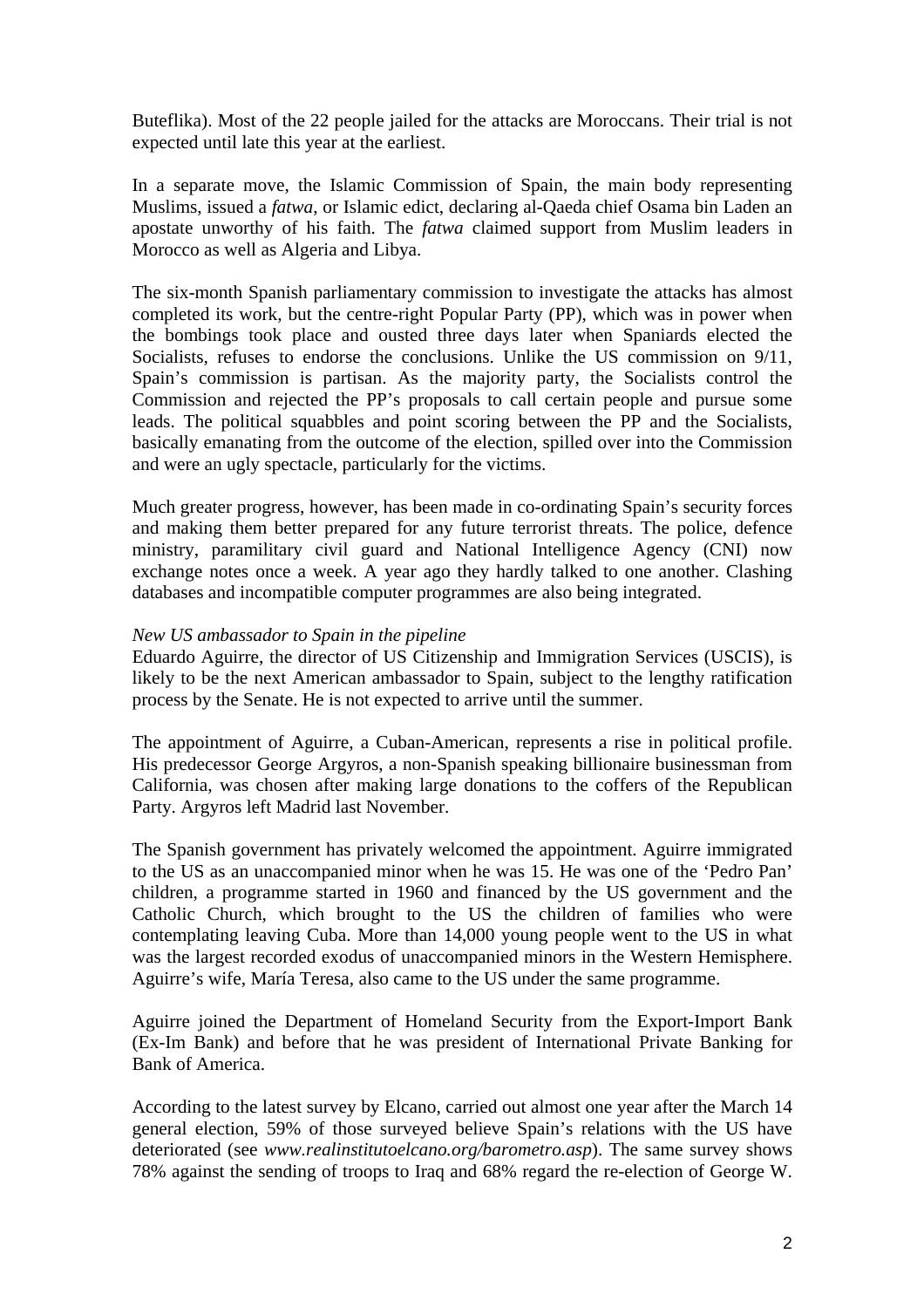Buteflika). Most of the 22 people jailed for the attacks are Moroccans. Their trial is not expected until late this year at the earliest.

In a separate move, the Islamic Commission of Spain, the main body representing Muslims, issued a *fatwa*, or Islamic edict, declaring al-Qaeda chief Osama bin Laden an apostate unworthy of his faith. The *fatwa* claimed support from Muslim leaders in Morocco as well as Algeria and Libya.

The six-month Spanish parliamentary commission to investigate the attacks has almost completed its work, but the centre-right Popular Party (PP), which was in power when the bombings took place and ousted three days later when Spaniards elected the Socialists, refuses to endorse the conclusions. Unlike the US commission on 9/11, Spain's commission is partisan. As the majority party, the Socialists control the Commission and rejected the PP's proposals to call certain people and pursue some leads. The political squabbles and point scoring between the PP and the Socialists, basically emanating from the outcome of the election, spilled over into the Commission and were an ugly spectacle, particularly for the victims.

Much greater progress, however, has been made in co-ordinating Spain's security forces and making them better prepared for any future terrorist threats. The police, defence ministry, paramilitary civil guard and National Intelligence Agency (CNI) now exchange notes once a week. A year ago they hardly talked to one another. Clashing databases and incompatible computer programmes are also being integrated.

*New US ambassador to Spain in the pipeline*

Eduardo Aguirre, the director of US Citizenship and Immigration Services (USCIS), is likely to be the next American ambassador to Spain, subject to the lengthy ratification process by the Senate. He is not expected to arrive until the summer.

The appointment of Aguirre, a Cuban-American, represents a rise in political profile. His predecessor George Argyros, a non-Spanish speaking billionaire businessman from California, was chosen after making large donations to the coffers of the Republican Party. Argyros left Madrid last November.

The Spanish government has privately welcomed the appointment. Aguirre immigrated to the US as an unaccompanied minor when he was 15. He was one of the 'Pedro Pan' children, a programme started in 1960 and financed by the US government and the Catholic Church, which brought to the US the children of families who were contemplating leaving Cuba. More than 14,000 young people went to the US in what was the largest recorded exodus of unaccompanied minors in the Western Hemisphere. Aguirre's wife, María Teresa, also came to the US under the same programme.

Aguirre joined the Department of Homeland Security from the Export-Import Bank (Ex-Im Bank) and before that he was president of International Private Banking for Bank of America.

According to the latest survey by Elcano, carried out almost one year after the March 14 general election, 59% of those surveyed believe Spain's relations with the US have deteriorated (see *www.realinstitutoelcano.org/barometro.asp*). The same survey shows 78% against the sending of troops to Iraq and 68% regard the re-election of George W.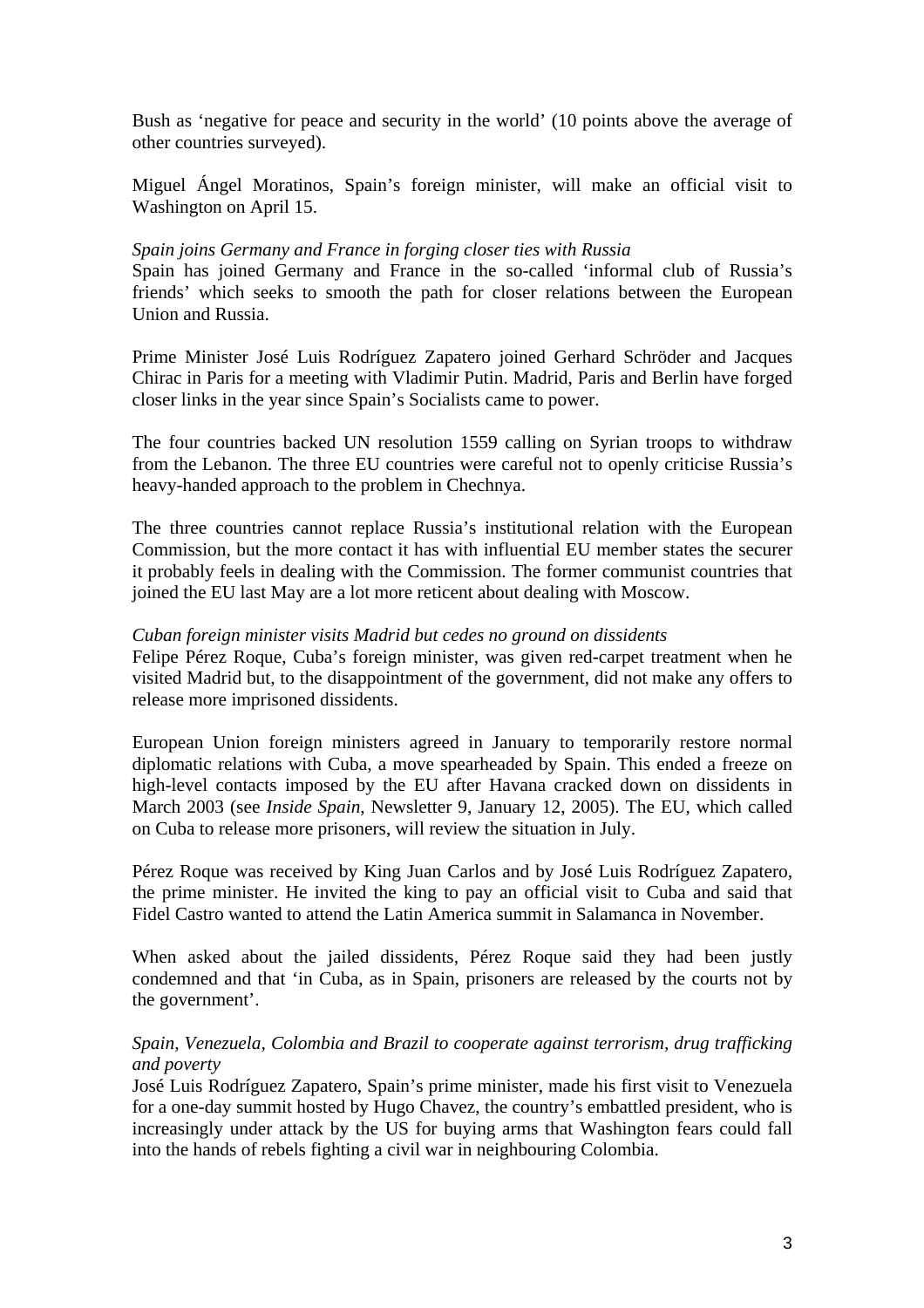Bush as ‘negative for peace and security in the world’ (10 points above the average of other countries surveyed).

Miguel Ángel Moratinos, Spain’s foreign minister, will make an official visit to Washington on April 15.

*Spain joins Germany and France in forging closer ties with Russia*
Spain has joined Germany and France in the so-called ‘informal club of Russia’s friends’ which seeks to smooth the path for closer relations between the European Union and Russia.

Prime Minister José Luis Rodríguez Zapatero joined Gerhard Schröder and Jacques Chirac in Paris for a meeting with Vladimir Putin. Madrid, Paris and Berlin have forged closer links in the year since Spain’s Socialists came to power.

The four countries backed UN resolution 1559 calling on Syrian troops to withdraw from the Lebanon. The three EU countries were careful not to openly criticise Russia’s heavy-handed approach to the problem in Chechnya.

The three countries cannot replace Russia’s institutional relation with the European Commission, but the more contact it has with influential EU member states the securer it probably feels in dealing with the Commission. The former communist countries that joined the EU last May are a lot more reticent about dealing with Moscow.

*Cuban foreign minister visits Madrid but cedes no ground on dissidents*
Felipe Pérez Roque, Cuba’s foreign minister, was given red-carpet treatment when he visited Madrid but, to the disappointment of the government, did not make any offers to release more imprisoned dissidents.

European Union foreign ministers agreed in January to temporarily restore normal diplomatic relations with Cuba, a move spearheaded by Spain. This ended a freeze on high-level contacts imposed by the EU after Havana cracked down on dissidents in March 2003 (see *Inside Spain*, Newsletter 9, January 12, 2005). The EU, which called on Cuba to release more prisoners, will review the situation in July.

Pérez Roque was received by King Juan Carlos and by José Luis Rodríguez Zapatero, the prime minister. He invited the king to pay an official visit to Cuba and said that Fidel Castro wanted to attend the Latin America summit in Salamanca in November.

When asked about the jailed dissidents, Pérez Roque said they had been justly condemned and that ‘in Cuba, as in Spain, prisoners are released by the courts not by the government’.

*Spain, Venezuela, Colombia and Brazil to cooperate against terrorism, drug trafficking and poverty*
José Luis Rodríguez Zapatero, Spain’s prime minister, made his first visit to Venezuela for a one-day summit hosted by Hugo Chavez, the country’s embattled president, who is increasingly under attack by the US for buying arms that Washington fears could fall into the hands of rebels fighting a civil war in neighbouring Colombia.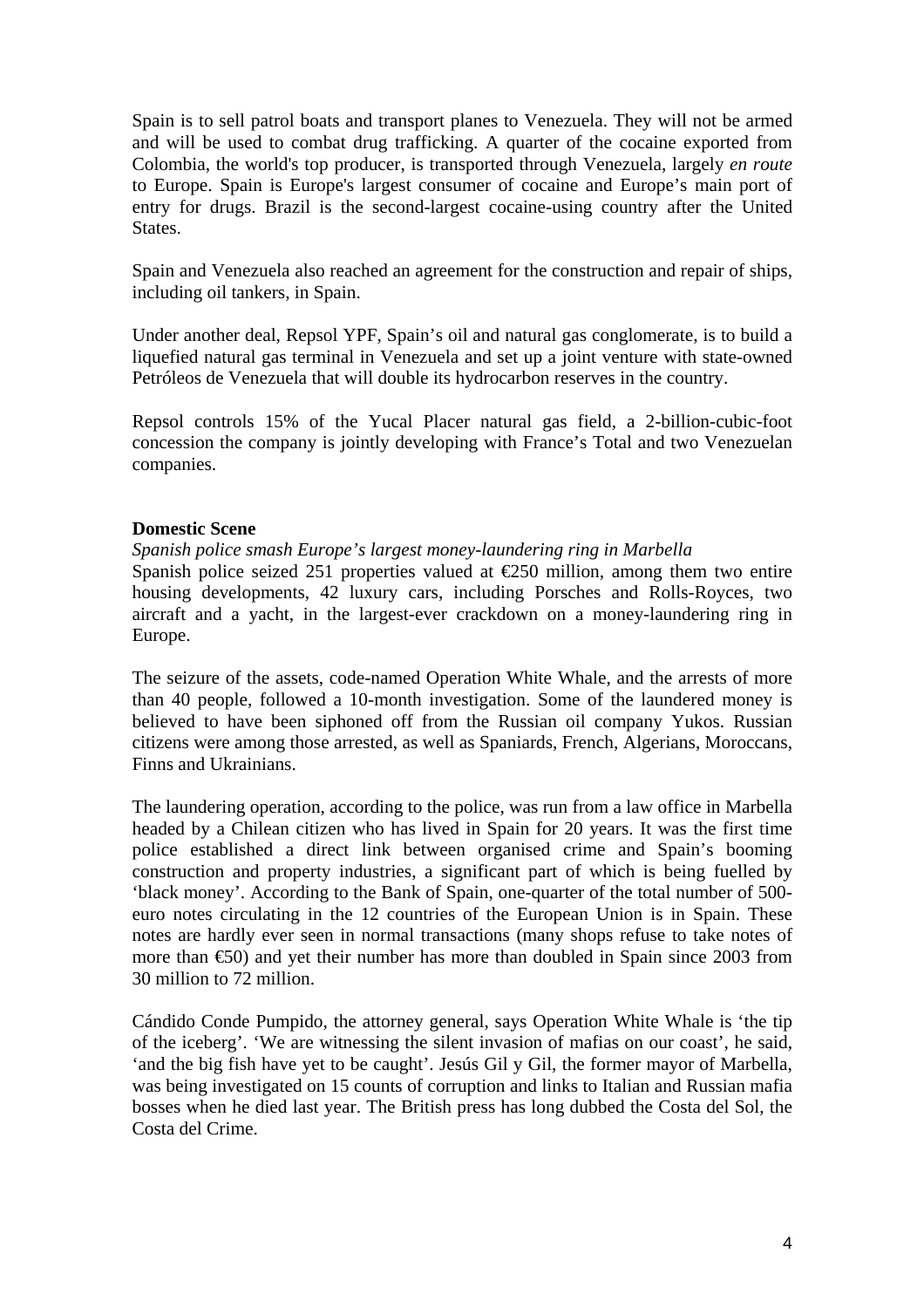Spain is to sell patrol boats and transport planes to Venezuela. They will not be armed and will be used to combat drug trafficking. A quarter of the cocaine exported from Colombia, the world's top producer, is transported through Venezuela, largely *en route* to Europe. Spain is Europe's largest consumer of cocaine and Europe's main port of entry for drugs. Brazil is the second-largest cocaine-using country after the United States.

Spain and Venezuela also reached an agreement for the construction and repair of ships, including oil tankers, in Spain.

Under another deal, Repsol YPF, Spain's oil and natural gas conglomerate, is to build a liquefied natural gas terminal in Venezuela and set up a joint venture with state-owned Petróleos de Venezuela that will double its hydrocarbon reserves in the country.

Repsol controls 15% of the Yucal Placer natural gas field, a 2-billion-cubic-foot concession the company is jointly developing with France's Total and two Venezuelan companies.

**Domestic Scene**

*Spanish police smash Europe's largest money-laundering ring in Marbella*

Spanish police seized 251 properties valued at €250 million, among them two entire housing developments, 42 luxury cars, including Porsches and Rolls-Royces, two aircraft and a yacht, in the largest-ever crackdown on a money-laundering ring in Europe.

The seizure of the assets, code-named Operation White Whale, and the arrests of more than 40 people, followed a 10-month investigation. Some of the laundered money is believed to have been siphoned off from the Russian oil company Yukos. Russian citizens were among those arrested, as well as Spaniards, French, Algerians, Moroccans, Finns and Ukrainians.

The laundering operation, according to the police, was run from a law office in Marbella headed by a Chilean citizen who has lived in Spain for 20 years. It was the first time police established a direct link between organised crime and Spain's booming construction and property industries, a significant part of which is being fuelled by 'black money'. According to the Bank of Spain, one-quarter of the total number of 500-euro notes circulating in the 12 countries of the European Union is in Spain. These notes are hardly ever seen in normal transactions (many shops refuse to take notes of more than €50) and yet their number has more than doubled in Spain since 2003 from 30 million to 72 million.

Cándido Conde Pumpido, the attorney general, says Operation White Whale is 'the tip of the iceberg'. 'We are witnessing the silent invasion of mafias on our coast', he said, 'and the big fish have yet to be caught'. Jesús Gil y Gil, the former mayor of Marbella, was being investigated on 15 counts of corruption and links to Italian and Russian mafia bosses when he died last year. The British press has long dubbed the Costa del Sol, the Costa del Crime.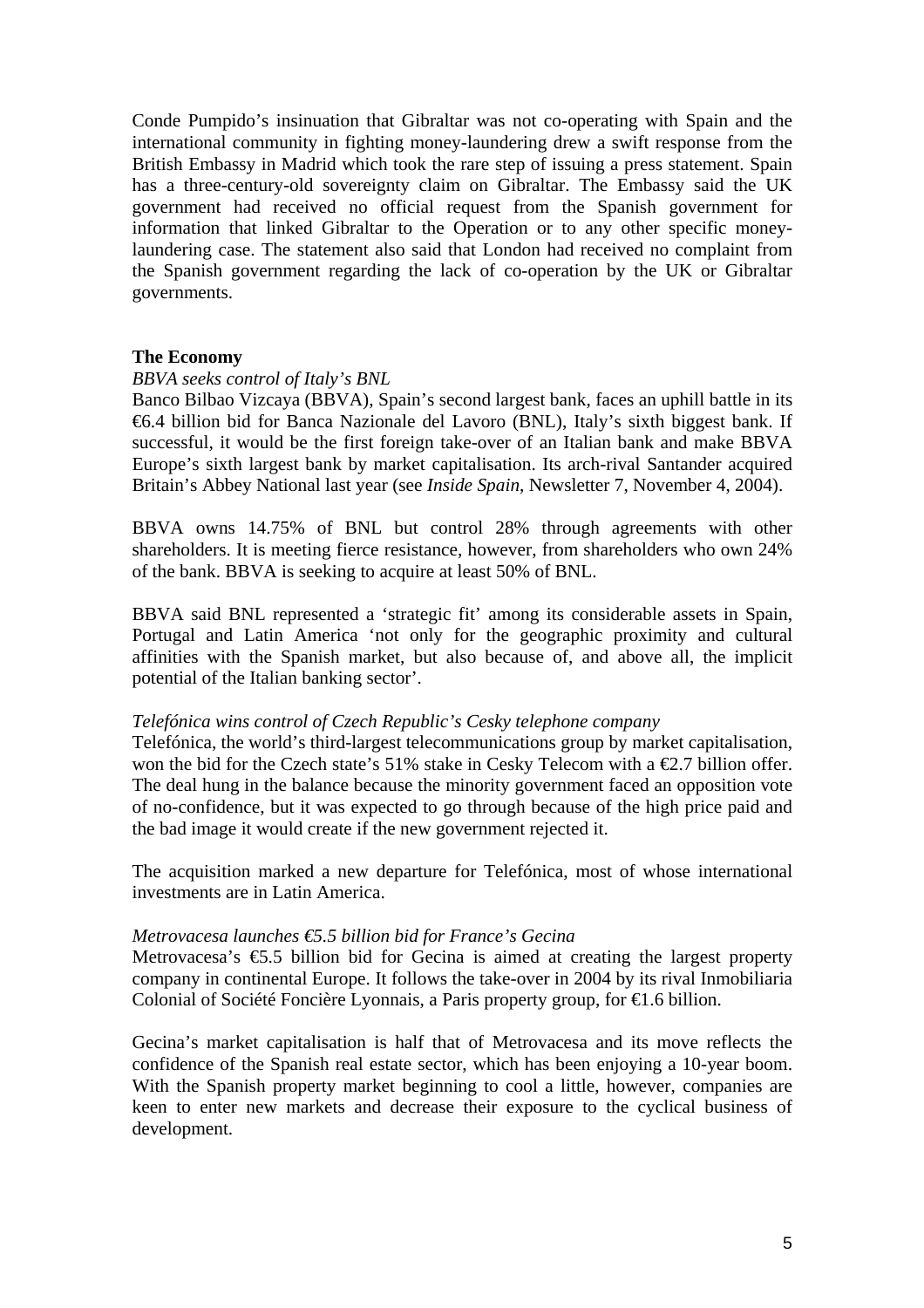Conde Pumpido's insinuation that Gibraltar was not co-operating with Spain and the international community in fighting money-laundering drew a swift response from the British Embassy in Madrid which took the rare step of issuing a press statement. Spain has a three-century-old sovereignty claim on Gibraltar. The Embassy said the UK government had received no official request from the Spanish government for information that linked Gibraltar to the Operation or to any other specific money-laundering case. The statement also said that London had received no complaint from the Spanish government regarding the lack of co-operation by the UK or Gibraltar governments.

## The Economy

*BBVA seeks control of Italy's BNL*

Banco Bilbao Vizcaya (BBVA), Spain's second largest bank, faces an uphill battle in its €6.4 billion bid for Banca Nazionale del Lavoro (BNL), Italy's sixth biggest bank. If successful, it would be the first foreign take-over of an Italian bank and make BBVA Europe's sixth largest bank by market capitalisation. Its arch-rival Santander acquired Britain's Abbey National last year (see *Inside Spain*, Newsletter 7, November 4, 2004).

BBVA owns 14.75% of BNL but control 28% through agreements with other shareholders. It is meeting fierce resistance, however, from shareholders who own 24% of the bank. BBVA is seeking to acquire at least 50% of BNL.

BBVA said BNL represented a 'strategic fit' among its considerable assets in Spain, Portugal and Latin America 'not only for the geographic proximity and cultural affinities with the Spanish market, but also because of, and above all, the implicit potential of the Italian banking sector'.

*Telefónica wins control of Czech Republic's Cesky telephone company*

Telefónica, the world's third-largest telecommunications group by market capitalisation, won the bid for the Czech state's 51% stake in Cesky Telecom with a €2.7 billion offer. The deal hung in the balance because the minority government faced an opposition vote of no-confidence, but it was expected to go through because of the high price paid and the bad image it would create if the new government rejected it.

The acquisition marked a new departure for Telefónica, most of whose international investments are in Latin America.

*Metrovacesa launches €5.5 billion bid for France's Gecina*

Metrovacesa's €5.5 billion bid for Gecina is aimed at creating the largest property company in continental Europe. It follows the take-over in 2004 by its rival Inmobiliaria Colonial of Société Foncière Lyonnais, a Paris property group, for €1.6 billion.

Gecina's market capitalisation is half that of Metrovacesa and its move reflects the confidence of the Spanish real estate sector, which has been enjoying a 10-year boom. With the Spanish property market beginning to cool a little, however, companies are keen to enter new markets and decrease their exposure to the cyclical business of development.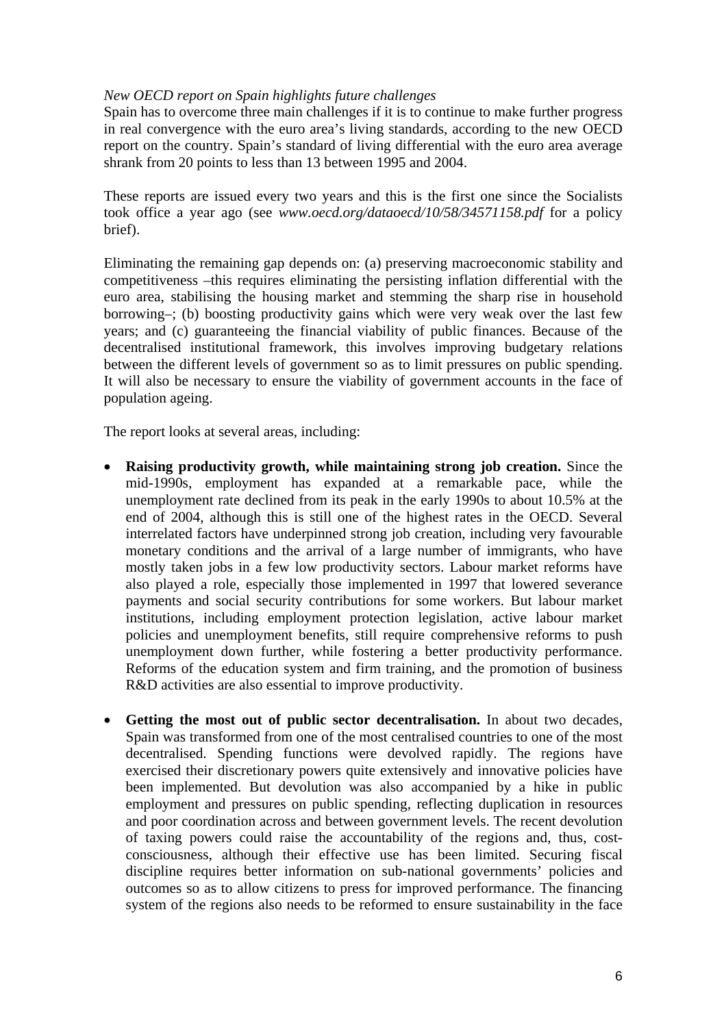*New OECD report on Spain highlights future challenges*

Spain has to overcome three main challenges if it is to continue to make further progress in real convergence with the euro area's living standards, according to the new OECD report on the country. Spain's standard of living differential with the euro area average shrank from 20 points to less than 13 between 1995 and 2004.

These reports are issued every two years and this is the first one since the Socialists took office a year ago (see *www.oecd.org/dataoecd/10/58/34571158.pdf* for a policy brief).

Eliminating the remaining gap depends on: (a) preserving macroeconomic stability and competitiveness –this requires eliminating the persisting inflation differential with the euro area, stabilising the housing market and stemming the sharp rise in household borrowing–; (b) boosting productivity gains which were very weak over the last few years; and (c) guaranteeing the financial viability of public finances. Because of the decentralised institutional framework, this involves improving budgetary relations between the different levels of government so as to limit pressures on public spending. It will also be necessary to ensure the viability of government accounts in the face of population ageing.

The report looks at several areas, including:

- **Raising productivity growth, while maintaining strong job creation.** Since the mid-1990s, employment has expanded at a remarkable pace, while the unemployment rate declined from its peak in the early 1990s to about 10.5% at the end of 2004, although this is still one of the highest rates in the OECD. Several interrelated factors have underpinned strong job creation, including very favourable monetary conditions and the arrival of a large number of immigrants, who have mostly taken jobs in a few low productivity sectors. Labour market reforms have also played a role, especially those implemented in 1997 that lowered severance payments and social security contributions for some workers. But labour market institutions, including employment protection legislation, active labour market policies and unemployment benefits, still require comprehensive reforms to push unemployment down further, while fostering a better productivity performance. Reforms of the education system and firm training, and the promotion of business R&D activities are also essential to improve productivity.

- **Getting the most out of public sector decentralisation.** In about two decades, Spain was transformed from one of the most centralised countries to one of the most decentralised. Spending functions were devolved rapidly. The regions have exercised their discretionary powers quite extensively and innovative policies have been implemented. But devolution was also accompanied by a hike in public employment and pressures on public spending, reflecting duplication in resources and poor coordination across and between government levels. The recent devolution of taxing powers could raise the accountability of the regions and, thus, cost-consciousness, although their effective use has been limited. Securing fiscal discipline requires better information on sub-national governments' policies and outcomes so as to allow citizens to press for improved performance. The financing system of the regions also needs to be reformed to ensure sustainability in the face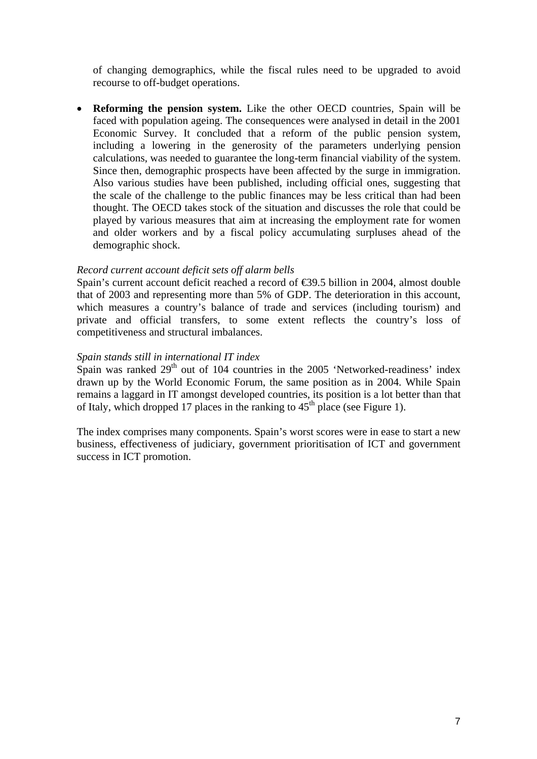of changing demographics, while the fiscal rules need to be upgraded to avoid recourse to off-budget operations.

- **Reforming the pension system.** Like the other OECD countries, Spain will be faced with population ageing. The consequences were analysed in detail in the 2001 Economic Survey. It concluded that a reform of the public pension system, including a lowering in the generosity of the parameters underlying pension calculations, was needed to guarantee the long-term financial viability of the system. Since then, demographic prospects have been affected by the surge in immigration. Also various studies have been published, including official ones, suggesting that the scale of the challenge to the public finances may be less critical than had been thought. The OECD takes stock of the situation and discusses the role that could be played by various measures that aim at increasing the employment rate for women and older workers and by a fiscal policy accumulating surpluses ahead of the demographic shock.

*Record current account deficit sets off alarm bells*

Spain's current account deficit reached a record of €39.5 billion in 2004, almost double that of 2003 and representing more than 5% of GDP. The deterioration in this account, which measures a country's balance of trade and services (including tourism) and private and official transfers, to some extent reflects the country's loss of competitiveness and structural imbalances.

*Spain stands still in international IT index*

Spain was ranked 29th out of 104 countries in the 2005 'Networked-readiness' index drawn up by the World Economic Forum, the same position as in 2004. While Spain remains a laggard in IT amongst developed countries, its position is a lot better than that of Italy, which dropped 17 places in the ranking to 45th place (see Figure 1).

The index comprises many components. Spain's worst scores were in ease to start a new business, effectiveness of judiciary, government prioritisation of ICT and government success in ICT promotion.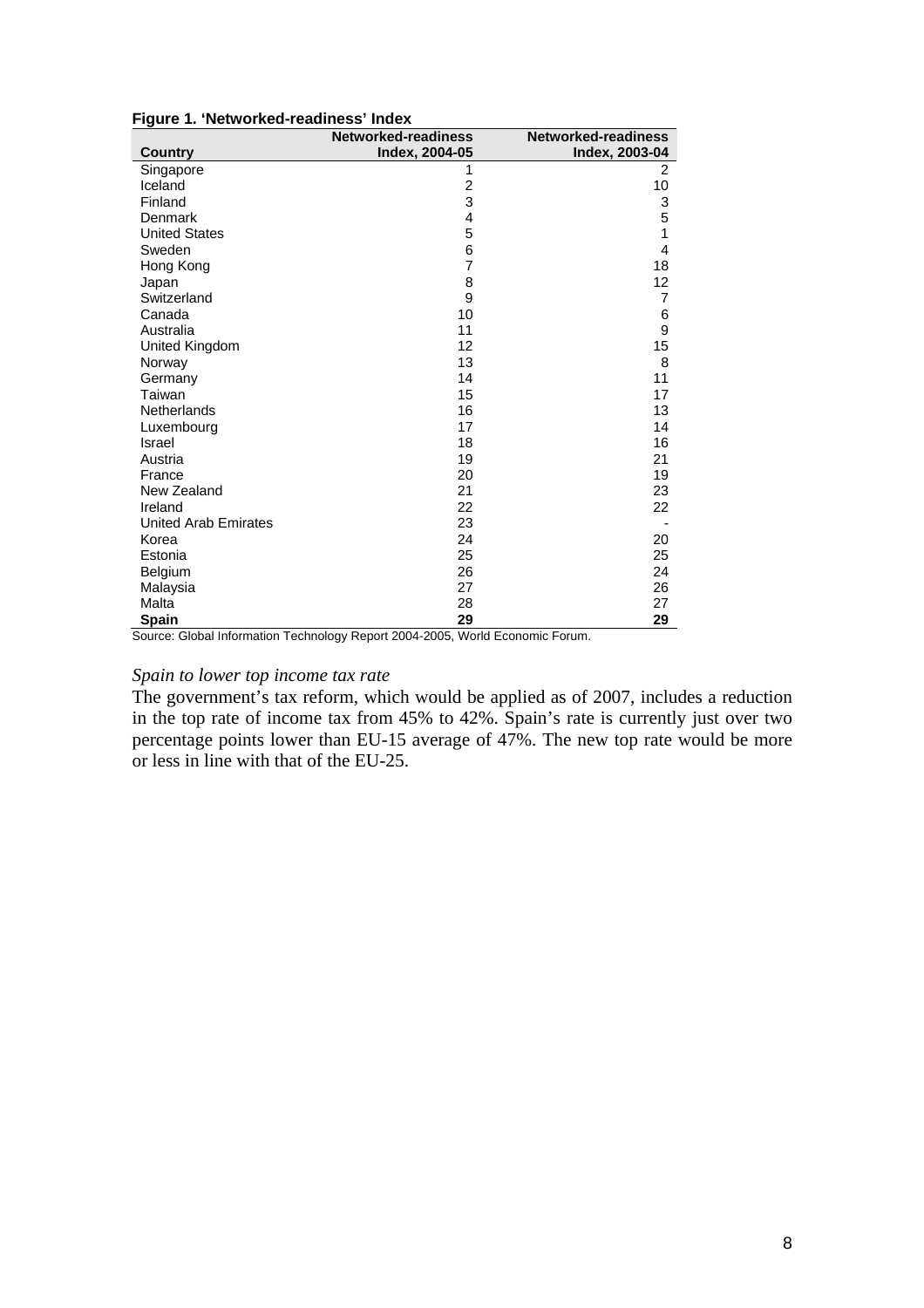**Figure 1. 'Networked-readiness' Index**

| Country | Networked-readiness Index, 2004-05 | Networked-readiness Index, 2003-04 |
|---|---|---|
| Singapore | 1 | 2 |
| Iceland | 2 | 10 |
| Finland | 3 | 3 |
| Denmark | 4 | 5 |
| United States | 5 | 1 |
| Sweden | 6 | 4 |
| Hong Kong | 7 | 18 |
| Japan | 8 | 12 |
| Switzerland | 9 | 7 |
| Canada | 10 | 6 |
| Australia | 11 | 9 |
| United Kingdom | 12 | 15 |
| Norway | 13 | 8 |
| Germany | 14 | 11 |
| Taiwan | 15 | 17 |
| Netherlands | 16 | 13 |
| Luxembourg | 17 | 14 |
| Israel | 18 | 16 |
| Austria | 19 | 21 |
| France | 20 | 19 |
| New Zealand | 21 | 23 |
| Ireland | 22 | 22 |
| United Arab Emirates | 23 | - |
| Korea | 24 | 20 |
| Estonia | 25 | 25 |
| Belgium | 26 | 24 |
| Malaysia | 27 | 26 |
| Malta | 28 | 27 |
| **Spain** | **29** | **29** |

Source: Global Information Technology Report 2004-2005, World Economic Forum.

*Spain to lower top income tax rate*

The government's tax reform, which would be applied as of 2007, includes a reduction in the top rate of income tax from 45% to 42%. Spain's rate is currently just over two percentage points lower than EU-15 average of 47%. The new top rate would be more or less in line with that of the EU-25.